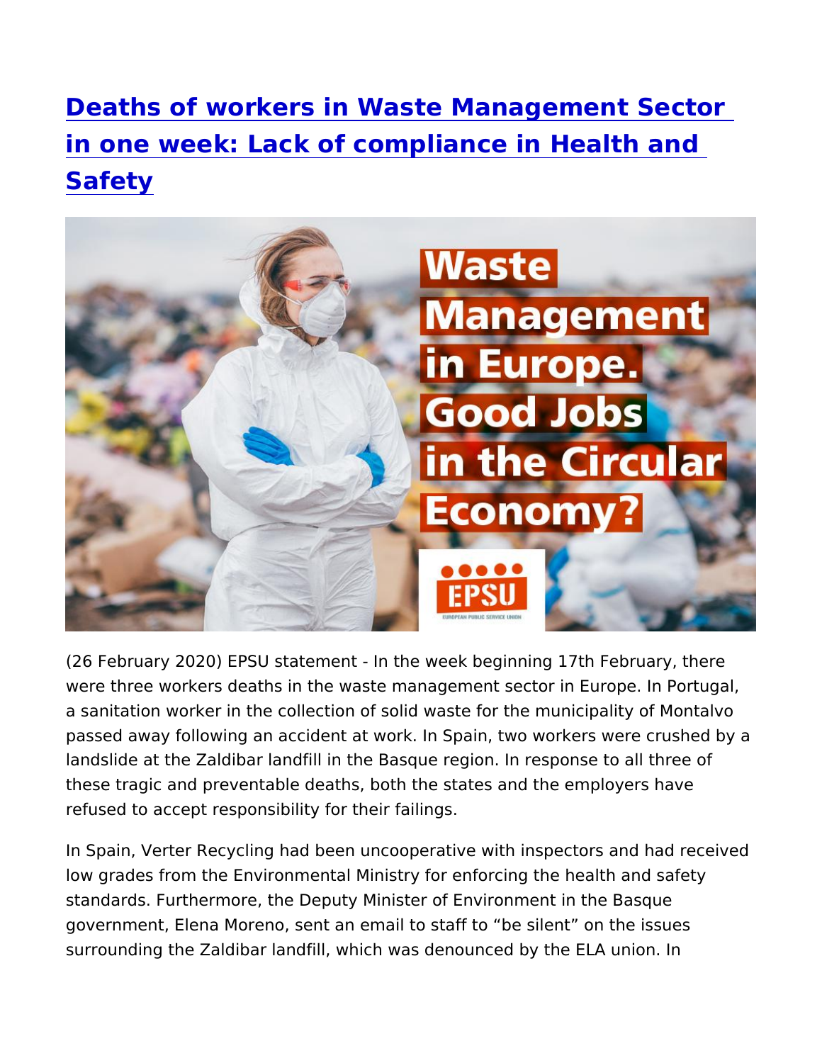# [Deaths of workers in Waste Management Sector in one week: Lack of compliance in Health and Safety]

(26 February 2020) EPSU statement - In the week beginning 17th February, there were three workers deaths in the waste management sector in Europe. In Portugal, a sanitation worker in the collection of solid waste for the municipality of Montalvo passed away following an accident at work. In Spain, two workers were crushed by a landslide at the Zaldibar landfill in the Basque region. In response to all three of these tragic and preventable deaths, both the states and the employers have refused to accept responsibility for their failings.

In Spain, Verter Recycling had been uncooperative with inspectors and had received low grades from the Environmental Ministry for enforcing the health and safety standards. Furthermore, the Deputy Minister of Environment in the Basque government, Elena Moreno, sent an email to staff to “be silent” on the issues surrounding the Zaldibar landfill, which was denounced by the ELA union. In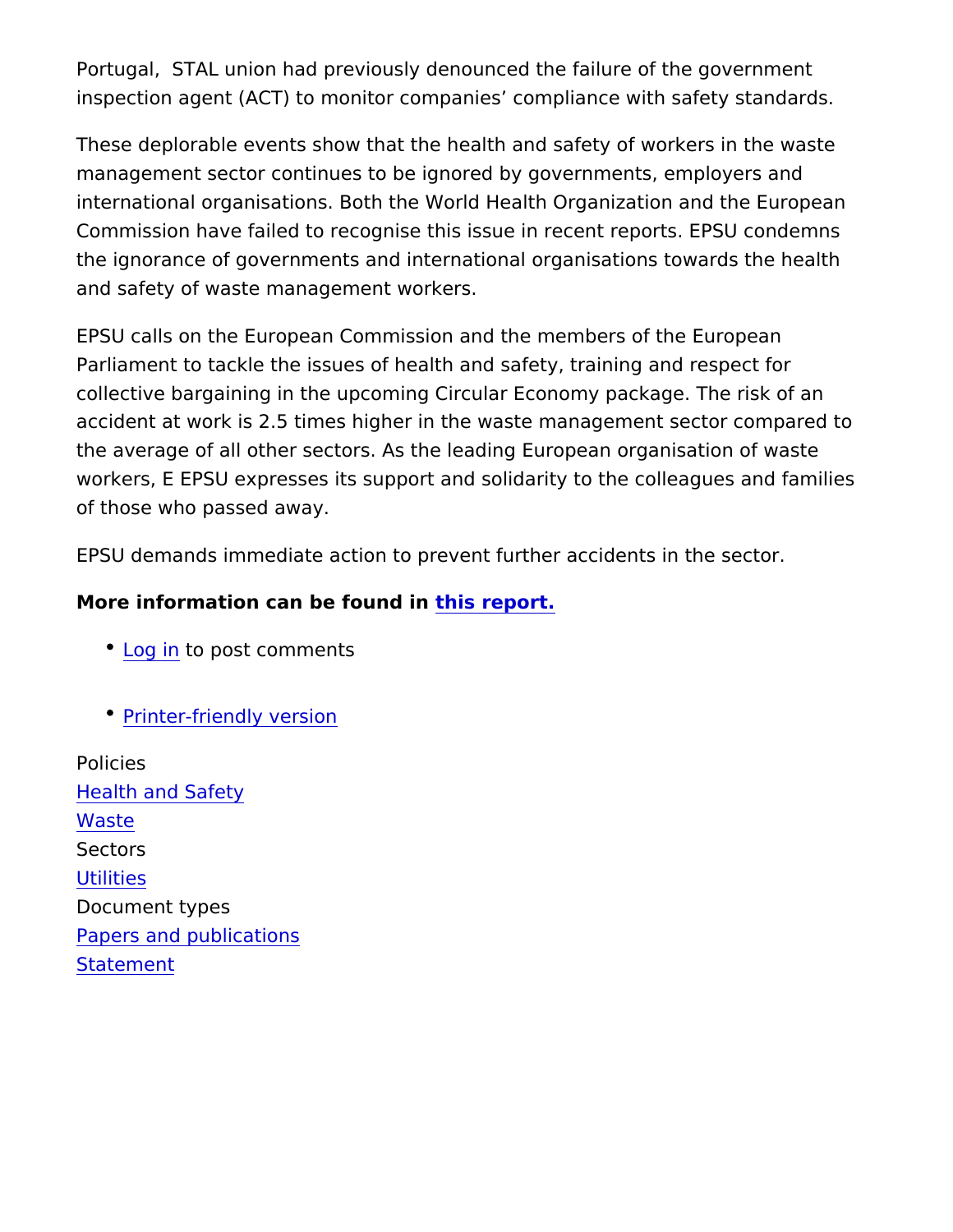Portugal, STAL union had previously denounced the failure of the government inspection agent (ACT) to monitor companies' compliance with safety standards.

These deplorable events show that the health and safety of workers in the waste management sector continues to be ignored by governments, employers and international organisations. Both the World Health Organization and the European Commission have failed to recognise this issue in recent reports. EPSU condemns the ignorance of governments and international organisations towards the health and safety of waste management workers.

EPSU calls on the European Commission and the members of the European Parliament to tackle the issues of health and safety, training and respect for collective bargaining in the upcoming Circular Economy package. The risk of an accident at work is 2.5 times higher in the waste management sector compared to the average of all other sectors. As the leading European organisation of waste workers, E EPSU expresses its support and solidarity to the colleagues and families of those who passed away.

EPSU demands immediate action to prevent further accidents in the sector.

**More information can be found in this report.**

- Log in to post comments

- Printer-friendly version

Policies
Health and Safety
Waste
Sectors
Utilities
Document types
Papers and publications
Statement